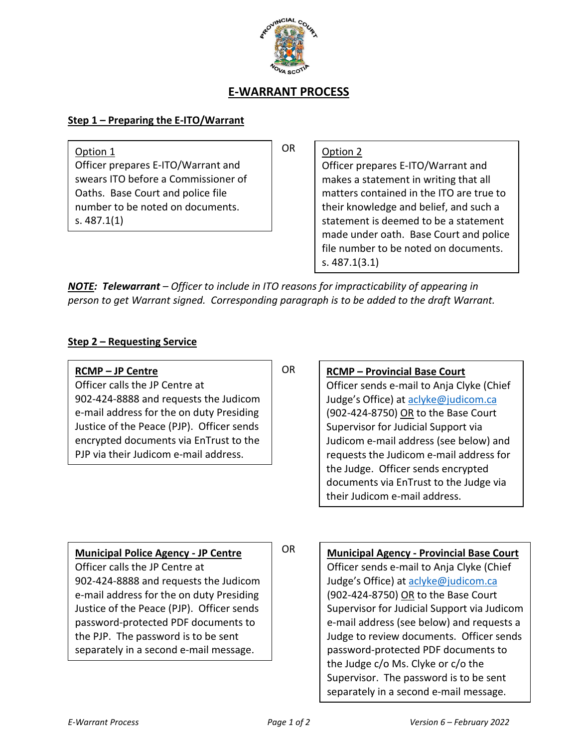# E-WARRANT PROCESS

## Step 1 – Preparing the E-ITO/Warrant

**Option 1**

Officer prepares E-ITO/Warrant and swears ITO before a Commissioner of Oaths. Base Court and police file number to be noted on documents. s. 487.1(1)

OR

**Option 2**

Officer prepares E-ITO/Warrant and makes a statement in writing that all matters contained in the ITO are true to their knowledge and belief, and such a statement is deemed to be a statement made under oath. Base Court and police file number to be noted on documents. s. 487.1(3.1)

***NOTE:*** ***Telewarrant*** *– Officer to include in ITO reasons for impracticability of appearing in person to get Warrant signed. Corresponding paragraph is to be added to the draft Warrant.*

## Step 2 – Requesting Service

**RCMP – JP Centre**

Officer calls the JP Centre at 902-424-8888 and requests the Judicom e-mail address for the on duty Presiding Justice of the Peace (PJP). Officer sends encrypted documents via EnTrust to the PJP via their Judicom e-mail address.

OR

**RCMP – Provincial Base Court**

Officer sends e-mail to Anja Clyke (Chief Judge's Office) at aclyke@judicom.ca (902-424-8750) OR to the Base Court Supervisor for Judicial Support via Judicom e-mail address (see below) and requests the Judicom e-mail address for the Judge. Officer sends encrypted documents via EnTrust to the Judge via their Judicom e-mail address.

**Municipal Police Agency - JP Centre**

Officer calls the JP Centre at 902-424-8888 and requests the Judicom e-mail address for the on duty Presiding Justice of the Peace (PJP). Officer sends password-protected PDF documents to the PJP. The password is to be sent separately in a second e-mail message.

OR

**Municipal Agency - Provincial Base Court**

Officer sends e-mail to Anja Clyke (Chief Judge's Office) at aclyke@judicom.ca (902-424-8750) OR to the Base Court Supervisor for Judicial Support via Judicom e-mail address (see below) and requests a Judge to review documents. Officer sends password-protected PDF documents to the Judge c/o Ms. Clyke or c/o the Supervisor. The password is to be sent separately in a second e-mail message.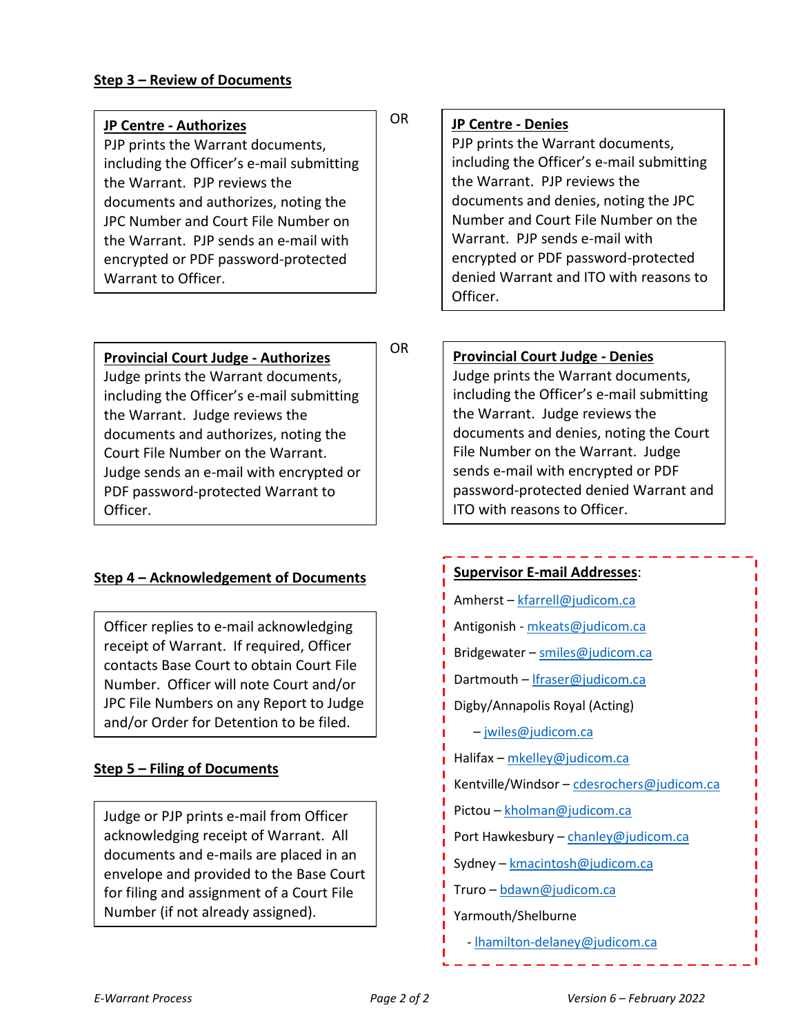### Step 3 – Review of Documents

**JP Centre - Authorizes**

PJP prints the Warrant documents, including the Officer's e-mail submitting the Warrant. PJP reviews the documents and authorizes, noting the JPC Number and Court File Number on the Warrant. PJP sends an e-mail with encrypted or PDF password-protected Warrant to Officer.

OR

**JP Centre - Denies**

PJP prints the Warrant documents, including the Officer's e-mail submitting the Warrant. PJP reviews the documents and denies, noting the JPC Number and Court File Number on the Warrant. PJP sends e-mail with encrypted or PDF password-protected denied Warrant and ITO with reasons to Officer.

**Provincial Court Judge - Authorizes**

Judge prints the Warrant documents, including the Officer's e-mail submitting the Warrant. Judge reviews the documents and authorizes, noting the Court File Number on the Warrant. Judge sends an e-mail with encrypted or PDF password-protected Warrant to Officer.

OR

**Provincial Court Judge - Denies**

Judge prints the Warrant documents, including the Officer's e-mail submitting the Warrant. Judge reviews the documents and denies, noting the Court File Number on the Warrant. Judge sends e-mail with encrypted or PDF password-protected denied Warrant and ITO with reasons to Officer.

### Step 4 – Acknowledgement of Documents

Officer replies to e-mail acknowledging receipt of Warrant. If required, Officer contacts Base Court to obtain Court File Number. Officer will note Court and/or JPC File Numbers on any Report to Judge and/or Order for Detention to be filed.

### Step 5 – Filing of Documents

Judge or PJP prints e-mail from Officer acknowledging receipt of Warrant. All documents and e-mails are placed in an envelope and provided to the Base Court for filing and assignment of a Court File Number (if not already assigned).

**Supervisor E-mail Addresses**:

Amherst – kfarrell@judicom.ca

Antigonish - mkeats@judicom.ca

Bridgewater – smiles@judicom.ca

Dartmouth – lfraser@judicom.ca

Digby/Annapolis Royal (Acting)

– jwiles@judicom.ca

Halifax – mkelley@judicom.ca

Kentville/Windsor – cdesrochers@judicom.ca

Pictou – kholman@judicom.ca

Port Hawkesbury – chanley@judicom.ca

Sydney – kmacintosh@judicom.ca

Truro – bdawn@judicom.ca

Yarmouth/Shelburne

- lhamilton-delaney@judicom.ca